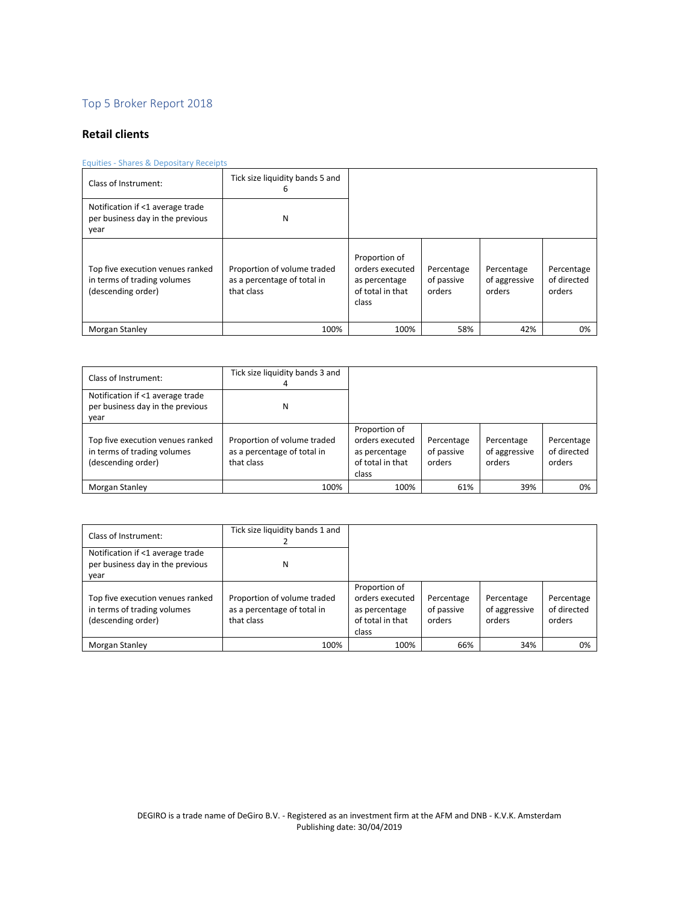# Top 5 Broker Report 2018

## Retail clients

Equities - Shares & Depositary Receipts

| Class of Instrument: | Tick size liquidity bands 5 and 6 | | | | |
|---|---|---|---|---|---|
| Notification if <1 average trade per business day in the previous year | N | | | | |
| Top five execution venues ranked in terms of trading volumes (descending order) | Proportion of volume traded as a percentage of total in that class | Proportion of orders executed as percentage of total in that class | Percentage of passive orders | Percentage of aggressive orders | Percentage of directed orders |
| Morgan Stanley | 100% | 100% | 58% | 42% | 0% |

| Class of Instrument: | Tick size liquidity bands 3 and 4 | | | | |
|---|---|---|---|---|---|
| Notification if <1 average trade per business day in the previous year | N | | | | |
| Top five execution venues ranked in terms of trading volumes (descending order) | Proportion of volume traded as a percentage of total in that class | Proportion of orders executed as percentage of total in that class | Percentage of passive orders | Percentage of aggressive orders | Percentage of directed orders |
| Morgan Stanley | 100% | 100% | 61% | 39% | 0% |

| Class of Instrument: | Tick size liquidity bands 1 and 2 | | | | |
|---|---|---|---|---|---|
| Notification if <1 average trade per business day in the previous year | N | | | | |
| Top five execution venues ranked in terms of trading volumes (descending order) | Proportion of volume traded as a percentage of total in that class | Proportion of orders executed as percentage of total in that class | Percentage of passive orders | Percentage of aggressive orders | Percentage of directed orders |
| Morgan Stanley | 100% | 100% | 66% | 34% | 0% |

DEGIRO is a trade name of DeGiro B.V. - Registered as an investment firm at the AFM and DNB - K.V.K. Amsterdam
Publishing date: 30/04/2019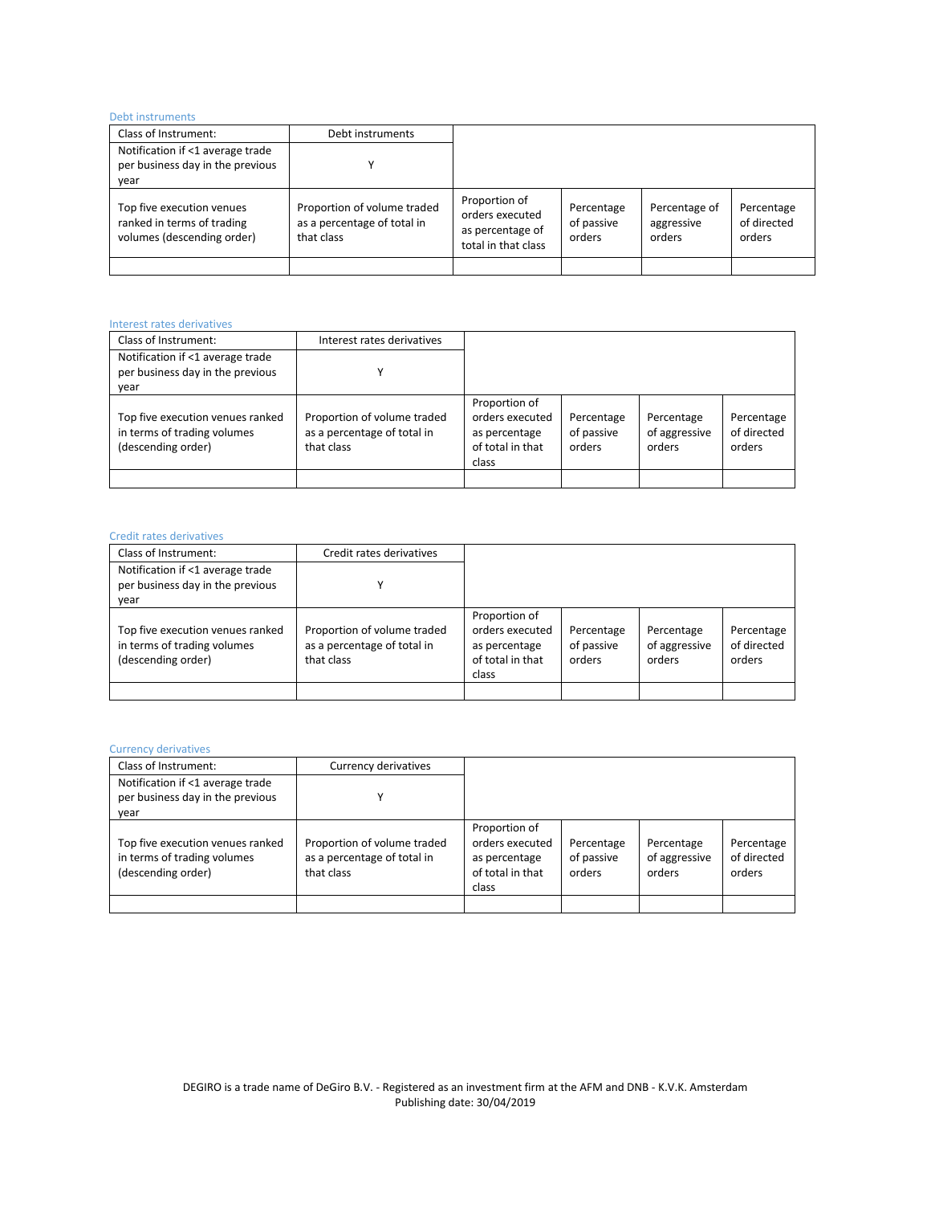Debt instruments

| Class of Instrument: | Debt instruments | | | | |
|---|---|---|---|---|---|
| Notification if <1 average trade per business day in the previous year | Y | | | | |
| Top five execution venues ranked in terms of trading volumes (descending order) | Proportion of volume traded as a percentage of total in that class | Proportion of orders executed as percentage of total in that class | Percentage of passive orders | Percentage of aggressive orders | Percentage of directed orders |
| | | | | | |

Interest rates derivatives

| Class of Instrument: | Interest rates derivatives | | | | |
|---|---|---|---|---|---|
| Notification if <1 average trade per business day in the previous year | Y | | | | |
| Top five execution venues ranked in terms of trading volumes (descending order) | Proportion of volume traded as a percentage of total in that class | Proportion of orders executed as percentage of total in that class | Percentage of passive orders | Percentage of aggressive orders | Percentage of directed orders |
| | | | | | |

Credit rates derivatives

| Class of Instrument: | Credit rates derivatives | | | | |
|---|---|---|---|---|---|
| Notification if <1 average trade per business day in the previous year | Y | | | | |
| Top five execution venues ranked in terms of trading volumes (descending order) | Proportion of volume traded as a percentage of total in that class | Proportion of orders executed as percentage of total in that class | Percentage of passive orders | Percentage of aggressive orders | Percentage of directed orders |
| | | | | | |

Currency derivatives

| Class of Instrument: | Currency derivatives | | | | |
|---|---|---|---|---|---|
| Notification if <1 average trade per business day in the previous year | Y | | | | |
| Top five execution venues ranked in terms of trading volumes (descending order) | Proportion of volume traded as a percentage of total in that class | Proportion of orders executed as percentage of total in that class | Percentage of passive orders | Percentage of aggressive orders | Percentage of directed orders |
| | | | | | |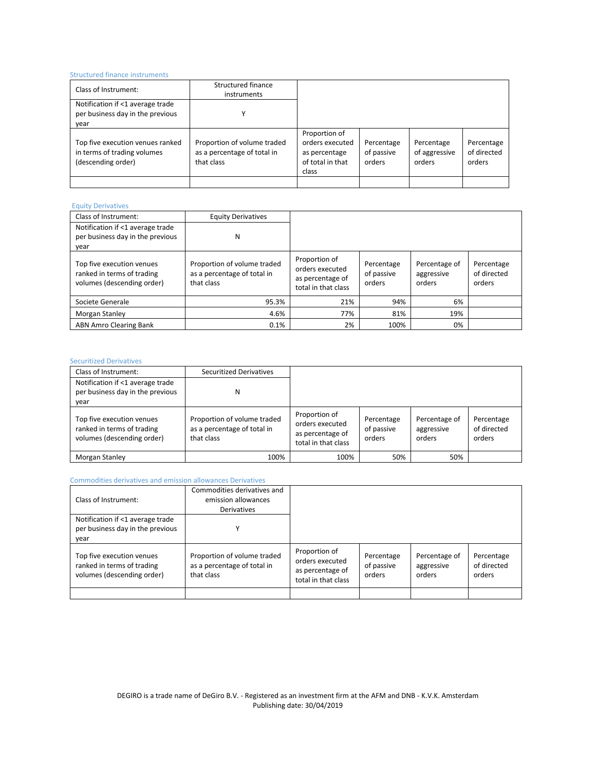### Structured finance instruments

| Class of Instrument: | Structured finance instruments | | | | |
|---|---|---|---|---|---|
| Notification if <1 average trade per business day in the previous year | Y | | | | |
| Top five execution venues ranked in terms of trading volumes (descending order) | Proportion of volume traded as a percentage of total in that class | Proportion of orders executed as percentage of total in that class | Percentage of passive orders | Percentage of aggressive orders | Percentage of directed orders |
| | | | | | |

### Equity Derivatives

| Class of Instrument: | Equity Derivatives | | | | |
|---|---|---|---|---|---|
| Notification if <1 average trade per business day in the previous year | N | | | | |
| Top five execution venues ranked in terms of trading volumes (descending order) | Proportion of volume traded as a percentage of total in that class | Proportion of orders executed as percentage of total in that class | Percentage of passive orders | Percentage of aggressive orders | Percentage of directed orders |
| Societe Generale | 95.3% | 21% | 94% | 6% | |
| Morgan Stanley | 4.6% | 77% | 81% | 19% | |
| ABN Amro Clearing Bank | 0.1% | 2% | 100% | 0% | |

### Securitized Derivatives

| Class of Instrument: | Securitized Derivatives | | | | |
|---|---|---|---|---|---|
| Notification if <1 average trade per business day in the previous year | N | | | | |
| Top five execution venues ranked in terms of trading volumes (descending order) | Proportion of volume traded as a percentage of total in that class | Proportion of orders executed as percentage of total in that class | Percentage of passive orders | Percentage of aggressive orders | Percentage of directed orders |
| Morgan Stanley | 100% | 100% | 50% | 50% | |

### Commodities derivatives and emission allowances Derivatives

| Class of Instrument: | Commodities derivatives and emission allowances Derivatives | | | | |
|---|---|---|---|---|---|
| Notification if <1 average trade per business day in the previous year | Y | | | | |
| Top five execution venues ranked in terms of trading volumes (descending order) | Proportion of volume traded as a percentage of total in that class | Proportion of orders executed as percentage of total in that class | Percentage of passive orders | Percentage of aggressive orders | Percentage of directed orders |
| | | | | | |

DEGIRO is a trade name of DeGiro B.V. - Registered as an investment firm at the AFM and DNB - K.V.K. Amsterdam
Publishing date: 30/04/2019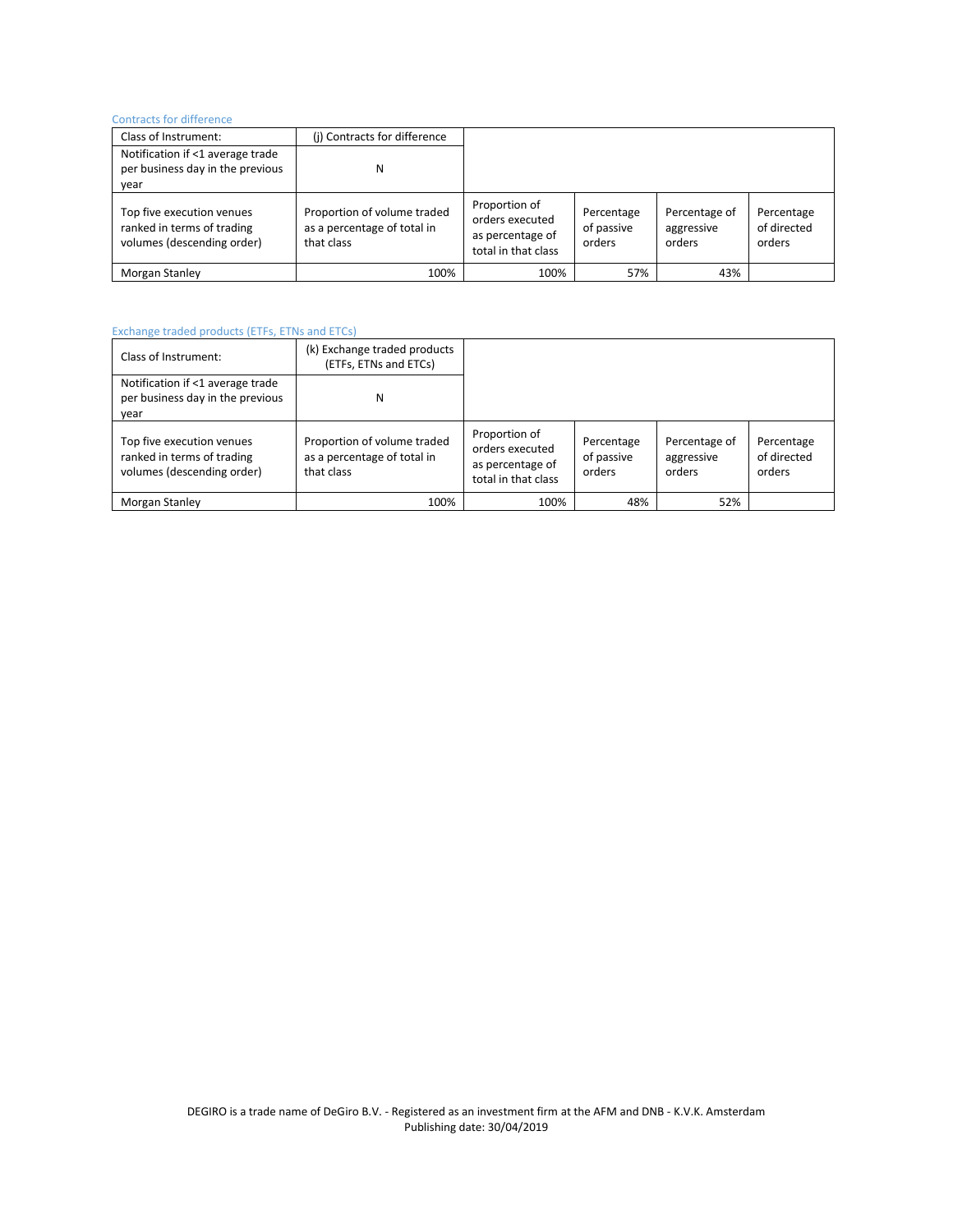### Contracts for difference

| Class of Instrument: | (j) Contracts for difference | | | | |
|---|---|---|---|---|---|
| Notification if <1 average trade per business day in the previous year | N | | | | |
| Top five execution venues ranked in terms of trading volumes (descending order) | Proportion of volume traded as a percentage of total in that class | Proportion of orders executed as percentage of total in that class | Percentage of passive orders | Percentage of aggressive orders | Percentage of directed orders |
| Morgan Stanley | 100% | 100% | 57% | 43% | |

### Exchange traded products (ETFs, ETNs and ETCs)

| Class of Instrument: | (k) Exchange traded products (ETFs, ETNs and ETCs) | | | | |
|---|---|---|---|---|---|
| Notification if <1 average trade per business day in the previous year | N | | | | |
| Top five execution venues ranked in terms of trading volumes (descending order) | Proportion of volume traded as a percentage of total in that class | Proportion of orders executed as percentage of total in that class | Percentage of passive orders | Percentage of aggressive orders | Percentage of directed orders |
| Morgan Stanley | 100% | 100% | 48% | 52% | |

DEGIRO is a trade name of DeGiro B.V. - Registered as an investment firm at the AFM and DNB - K.V.K. Amsterdam
Publishing date: 30/04/2019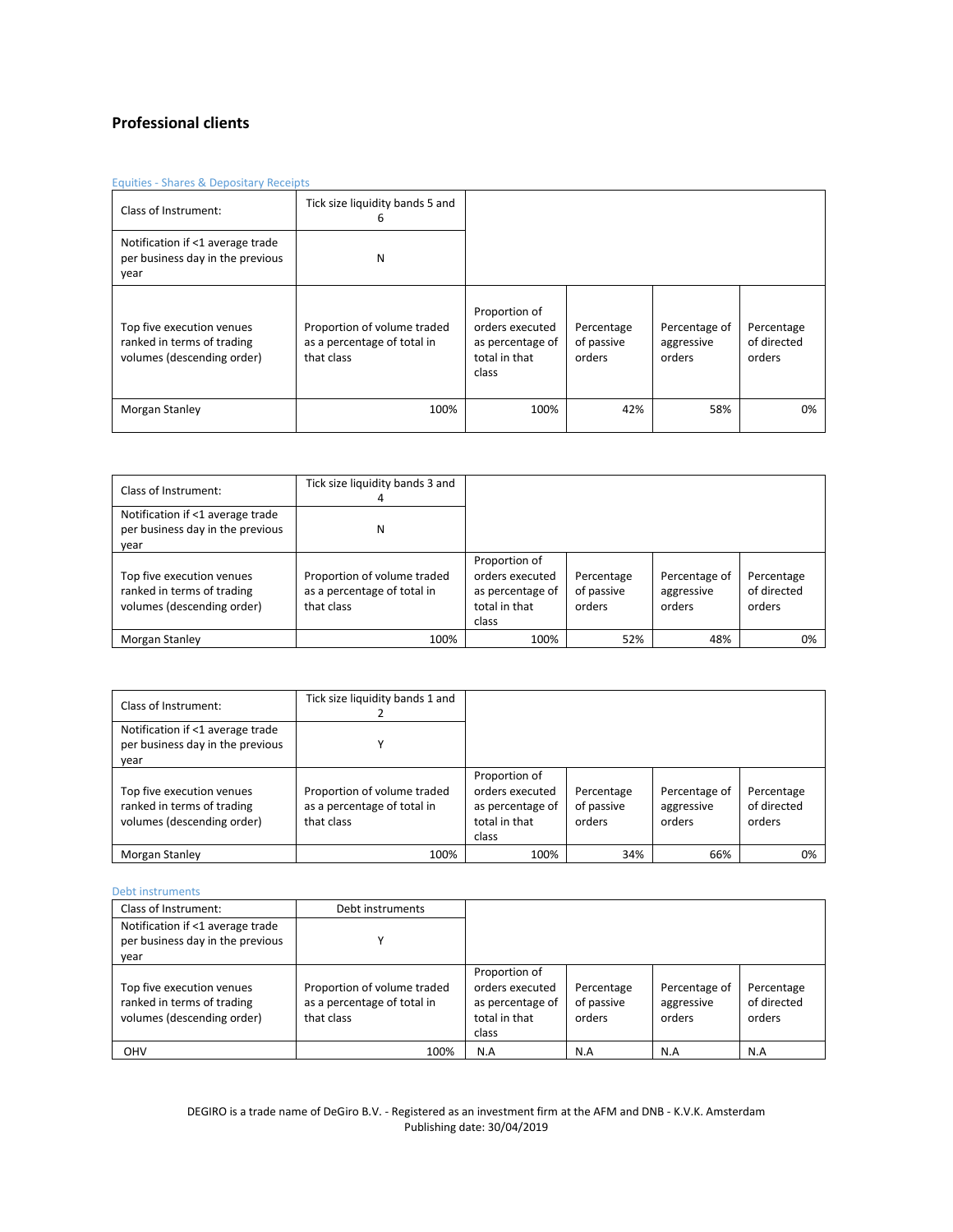## Professional clients

### Equities - Shares & Depositary Receipts

| Class of Instrument: | Tick size liquidity bands 5 and 6 | | | | |
|---|---|---|---|---|---|
| Notification if <1 average trade per business day in the previous year | N | | | | |
| Top five execution venues ranked in terms of trading volumes (descending order) | Proportion of volume traded as a percentage of total in that class | Proportion of orders executed as percentage of total in that class | Percentage of passive orders | Percentage of aggressive orders | Percentage of directed orders |
| Morgan Stanley | 100% | 100% | 42% | 58% | 0% |

| Class of Instrument: | Tick size liquidity bands 3 and 4 | | | | |
|---|---|---|---|---|---|
| Notification if <1 average trade per business day in the previous year | N | | | | |
| Top five execution venues ranked in terms of trading volumes (descending order) | Proportion of volume traded as a percentage of total in that class | Proportion of orders executed as percentage of total in that class | Percentage of passive orders | Percentage of aggressive orders | Percentage of directed orders |
| Morgan Stanley | 100% | 100% | 52% | 48% | 0% |

| Class of Instrument: | Tick size liquidity bands 1 and 2 | | | | |
|---|---|---|---|---|---|
| Notification if <1 average trade per business day in the previous year | Y | | | | |
| Top five execution venues ranked in terms of trading volumes (descending order) | Proportion of volume traded as a percentage of total in that class | Proportion of orders executed as percentage of total in that class | Percentage of passive orders | Percentage of aggressive orders | Percentage of directed orders |
| Morgan Stanley | 100% | 100% | 34% | 66% | 0% |

### Debt instruments

| Class of Instrument: | Debt instruments | | | | |
|---|---|---|---|---|---|
| Notification if <1 average trade per business day in the previous year | Y | | | | |
| Top five execution venues ranked in terms of trading volumes (descending order) | Proportion of volume traded as a percentage of total in that class | Proportion of orders executed as percentage of total in that class | Percentage of passive orders | Percentage of aggressive orders | Percentage of directed orders |
| OHV | 100% | N.A | N.A | N.A | N.A |

DEGIRO is a trade name of DeGiro B.V. - Registered as an investment firm at the AFM and DNB - K.V.K. Amsterdam
Publishing date: 30/04/2019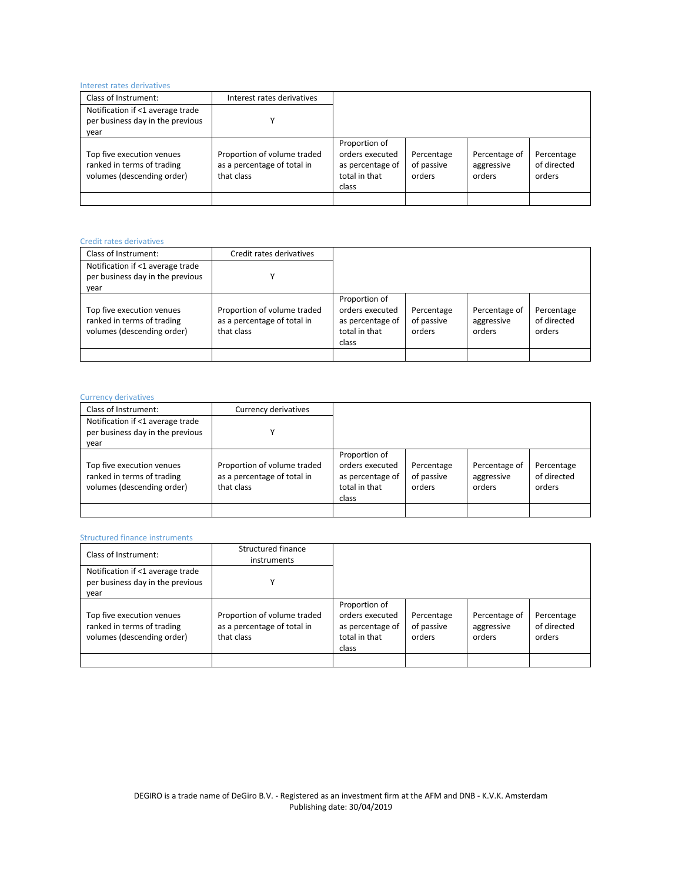### Interest rates derivatives

| Class of Instrument: | Interest rates derivatives | | | | |
|---|---|---|---|---|---|
| Notification if <1 average trade per business day in the previous year | Y | | | | |
| Top five execution venues ranked in terms of trading volumes (descending order) | Proportion of volume traded as a percentage of total in that class | Proportion of orders executed as percentage of total in that class | Percentage of passive orders | Percentage of aggressive orders | Percentage of directed orders |
| | | | | | |

### Credit rates derivatives

| Class of Instrument: | Credit rates derivatives | | | | |
|---|---|---|---|---|---|
| Notification if <1 average trade per business day in the previous year | Y | | | | |
| Top five execution venues ranked in terms of trading volumes (descending order) | Proportion of volume traded as a percentage of total in that class | Proportion of orders executed as percentage of total in that class | Percentage of passive orders | Percentage of aggressive orders | Percentage of directed orders |
| | | | | | |

### Currency derivatives

| Class of Instrument: | Currency derivatives | | | | |
|---|---|---|---|---|---|
| Notification if <1 average trade per business day in the previous year | Y | | | | |
| Top five execution venues ranked in terms of trading volumes (descending order) | Proportion of volume traded as a percentage of total in that class | Proportion of orders executed as percentage of total in that class | Percentage of passive orders | Percentage of aggressive orders | Percentage of directed orders |
| | | | | | |

### Structured finance instruments

| Class of Instrument: | Structured finance instruments | | | | |
|---|---|---|---|---|---|
| Notification if <1 average trade per business day in the previous year | Y | | | | |
| Top five execution venues ranked in terms of trading volumes (descending order) | Proportion of volume traded as a percentage of total in that class | Proportion of orders executed as percentage of total in that class | Percentage of passive orders | Percentage of aggressive orders | Percentage of directed orders |
| | | | | | |

DEGIRO is a trade name of DeGiro B.V. - Registered as an investment firm at the AFM and DNB - K.V.K. Amsterdam
Publishing date: 30/04/2019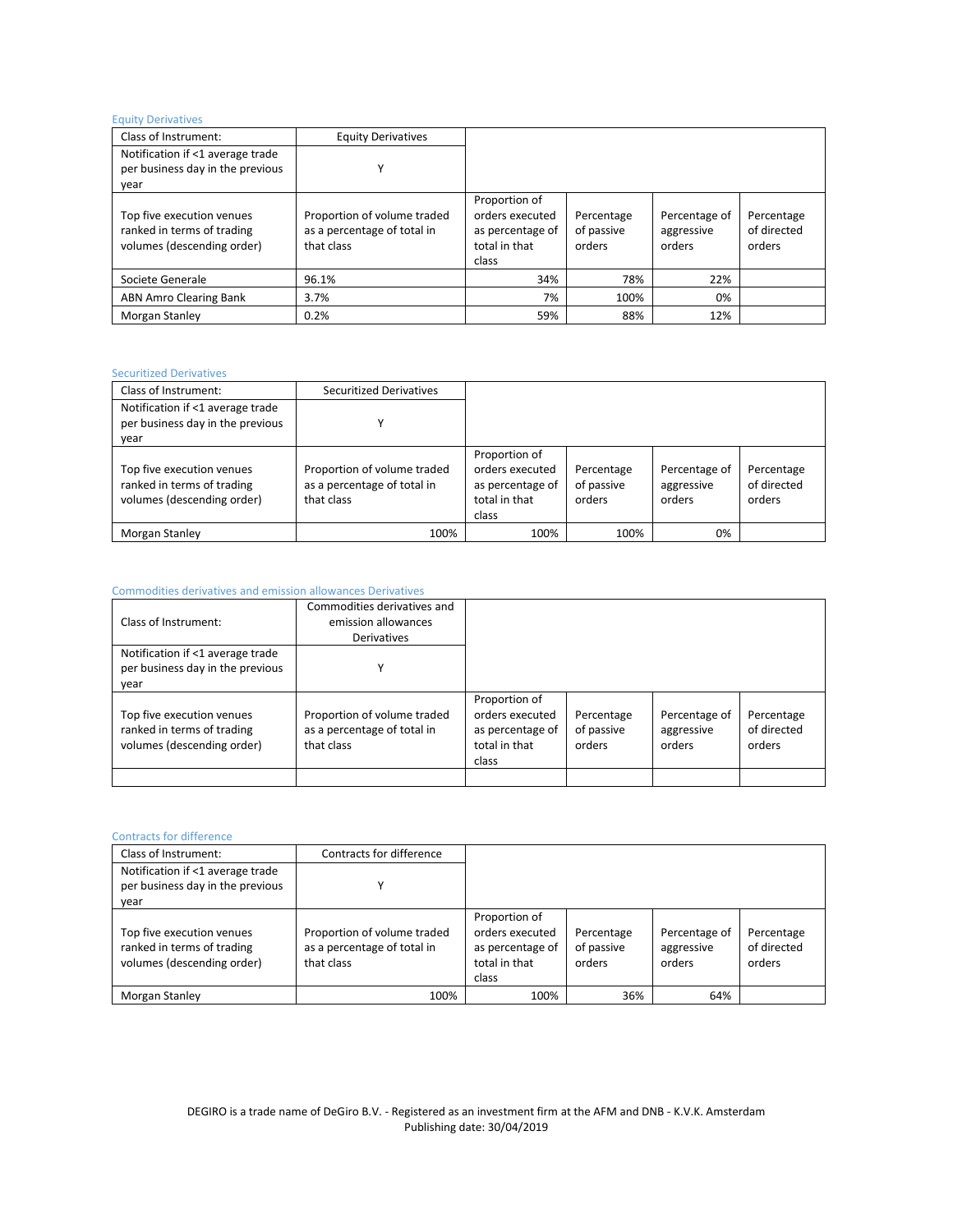### Equity Derivatives

| Class of Instrument: | Equity Derivatives | | | | |
|---|---|---|---|---|---|
| Notification if <1 average trade per business day in the previous year | Y | | | | |
| Top five execution venues ranked in terms of trading volumes (descending order) | Proportion of volume traded as a percentage of total in that class | Proportion of orders executed as percentage of total in that class | Percentage of passive orders | Percentage of aggressive orders | Percentage of directed orders |
| Societe Generale | 96.1% | 34% | 78% | 22% | |
| ABN Amro Clearing Bank | 3.7% | 7% | 100% | 0% | |
| Morgan Stanley | 0.2% | 59% | 88% | 12% | |

### Securitized Derivatives

| Class of Instrument: | Securitized Derivatives | | | | |
|---|---|---|---|---|---|
| Notification if <1 average trade per business day in the previous year | Y | | | | |
| Top five execution venues ranked in terms of trading volumes (descending order) | Proportion of volume traded as a percentage of total in that class | Proportion of orders executed as percentage of total in that class | Percentage of passive orders | Percentage of aggressive orders | Percentage of directed orders |
| Morgan Stanley | 100% | 100% | 100% | 0% | |

### Commodities derivatives and emission allowances Derivatives

| Class of Instrument: | Commodities derivatives and emission allowances Derivatives | | | | |
|---|---|---|---|---|---|
| Notification if <1 average trade per business day in the previous year | Y | | | | |
| Top five execution venues ranked in terms of trading volumes (descending order) | Proportion of volume traded as a percentage of total in that class | Proportion of orders executed as percentage of total in that class | Percentage of passive orders | Percentage of aggressive orders | Percentage of directed orders |
| | | | | | |

### Contracts for difference

| Class of Instrument: | Contracts for difference | | | | |
|---|---|---|---|---|---|
| Notification if <1 average trade per business day in the previous year | Y | | | | |
| Top five execution venues ranked in terms of trading volumes (descending order) | Proportion of volume traded as a percentage of total in that class | Proportion of orders executed as percentage of total in that class | Percentage of passive orders | Percentage of aggressive orders | Percentage of directed orders |
| Morgan Stanley | 100% | 100% | 36% | 64% | |

DEGIRO is a trade name of DeGiro B.V. - Registered as an investment firm at the AFM and DNB - K.V.K. Amsterdam
Publishing date: 30/04/2019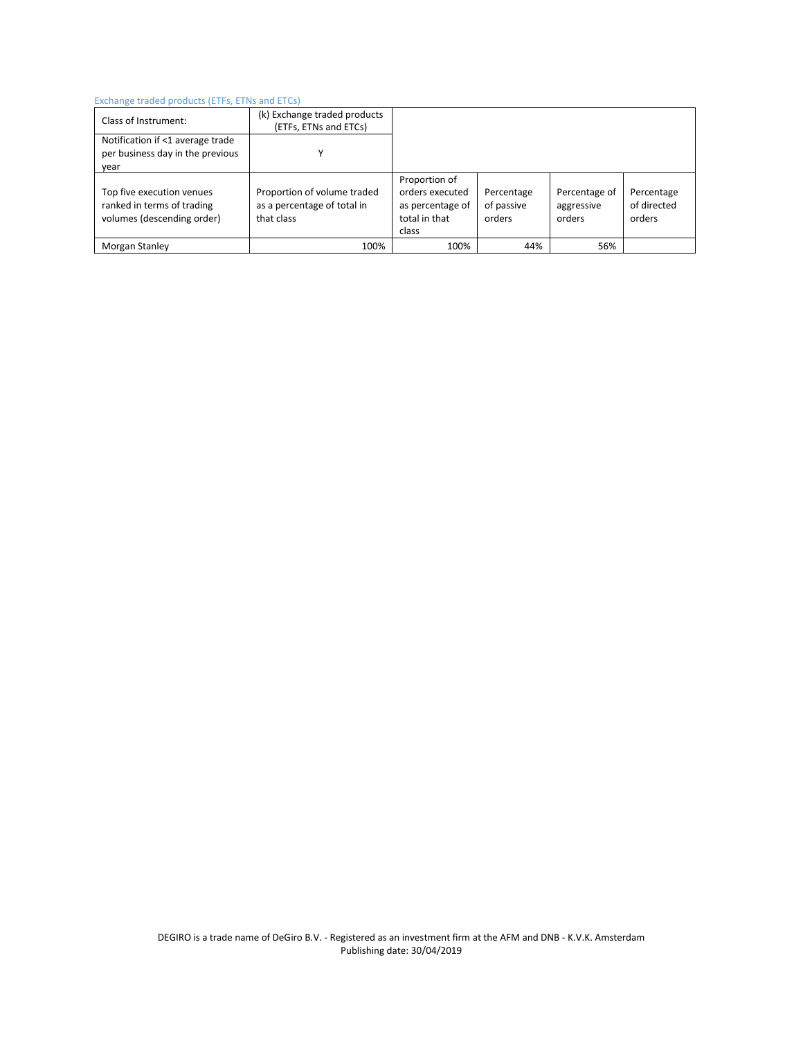### Exchange traded products (ETFs, ETNs and ETCs)

| Class of Instrument: | (k) Exchange traded products (ETFs, ETNs and ETCs) | | | | |
|---|---|---|---|---|---|
| Notification if <1 average trade per business day in the previous year | Y | | | | |
| Top five execution venues ranked in terms of trading volumes (descending order) | Proportion of volume traded as a percentage of total in that class | Proportion of orders executed as percentage of total in that class | Percentage of passive orders | Percentage of aggressive orders | Percentage of directed orders |
| Morgan Stanley | 100% | 100% | 44% | 56% | |

DEGIRO is a trade name of DeGiro B.V. - Registered as an investment firm at the AFM and DNB - K.V.K. Amsterdam
Publishing date: 30/04/2019